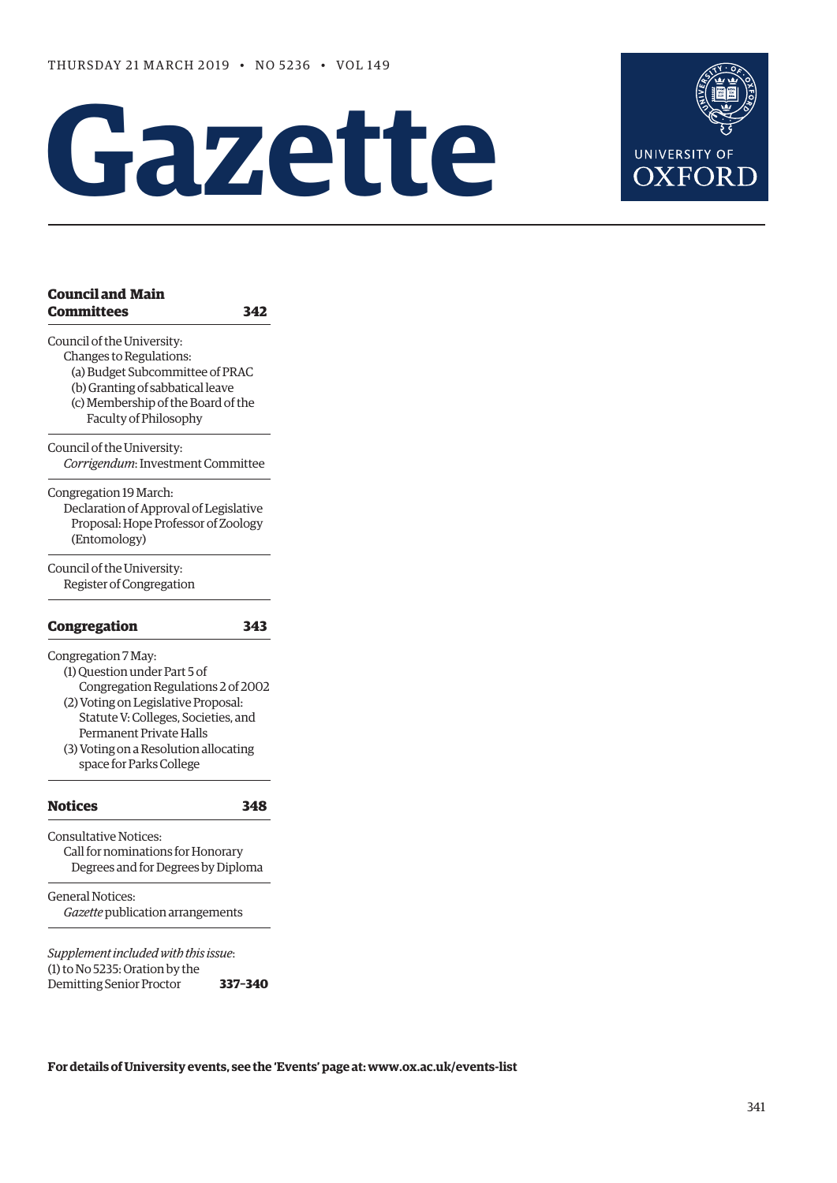THURSDAY 21 MARCH 2019 • NO 5236 • VOL 149

# Gazette

UNIVERSITY OF OXFORD

## Council and Main Committees — 342

Council of the University:
- Changes to Regulations:
  - (a) Budget Subcommittee of PRAC
  - (b) Granting of sabbatical leave
  - (c) Membership of the Board of the Faculty of Philosophy

Council of the University:
- *Corrigendum*: Investment Committee

Congregation 19 March:
- Declaration of Approval of Legislative Proposal: Hope Professor of Zoology (Entomology)

Council of the University:
- Register of Congregation

## Congregation — 343

Congregation 7 May:
- (1) Question under Part 5 of Congregation Regulations 2 of 2002
- (2) Voting on Legislative Proposal: Statute V: Colleges, Societies, and Permanent Private Halls
- (3) Voting on a Resolution allocating space for Parks College

## Notices — 348

Consultative Notices:
- Call for nominations for Honorary Degrees and for Degrees by Diploma

General Notices:
- *Gazette* publication arrangements

*Supplement included with this issue*:
(1) to No 5235: Oration by the Demitting Senior Proctor — **337–340**

**For details of University events, see the 'Events' page at: www.ox.ac.uk/events-list**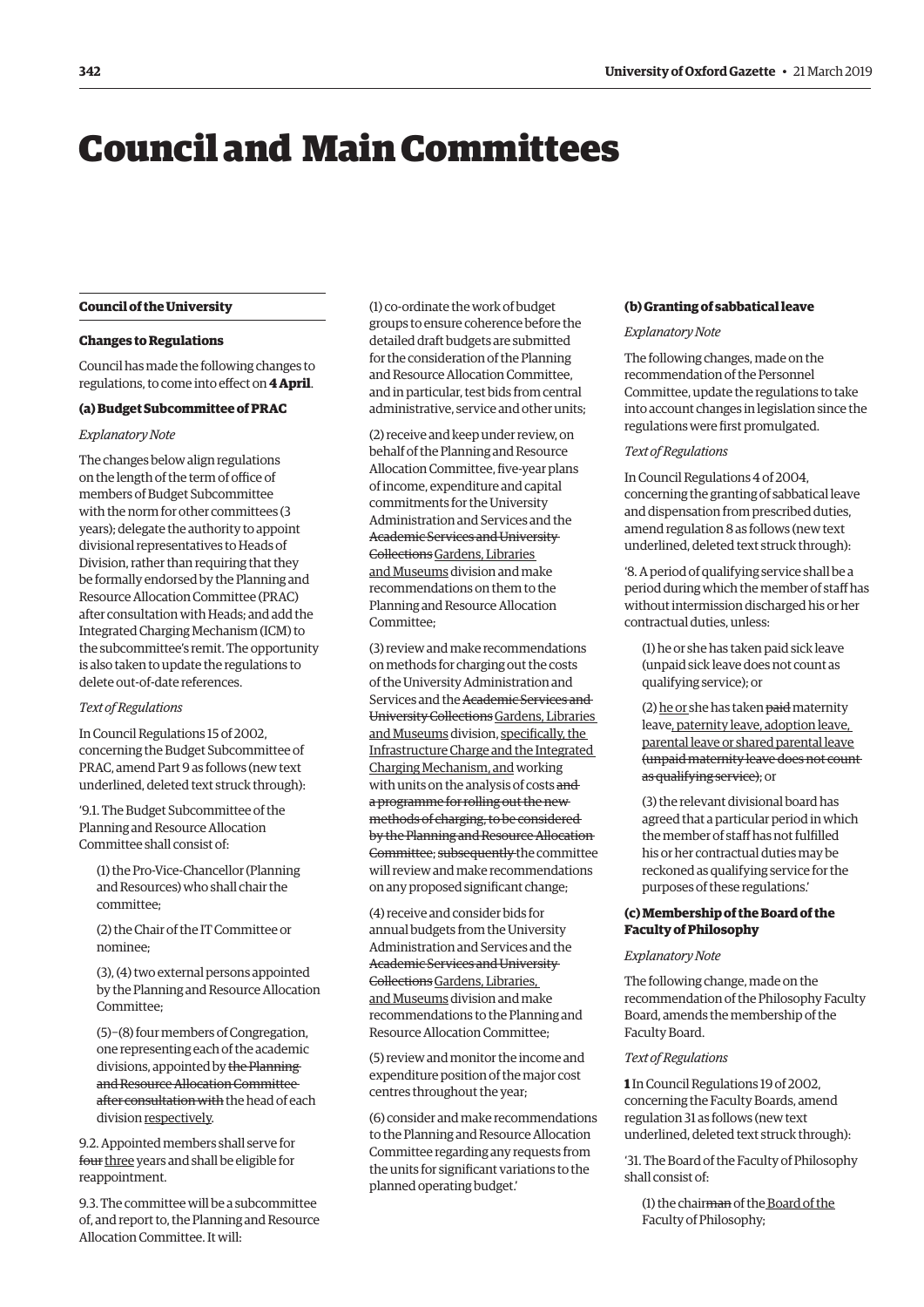# Council and Main Committees

## Council of the University

### Changes to Regulations

Council has made the following changes to regulations, to come into effect on **4 April**.

#### (a) Budget Subcommittee of PRAC

*Explanatory Note*

The changes below align regulations on the length of the term of office of members of Budget Subcommittee with the norm for other committees (3 years); delegate the authority to appoint divisional representatives to Heads of Division, rather than requiring that they be formally endorsed by the Planning and Resource Allocation Committee (PRAC) after consultation with Heads; and add the Integrated Charging Mechanism (ICM) to the subcommittee's remit. The opportunity is also taken to update the regulations to delete out-of-date references.

*Text of Regulations*

In Council Regulations 15 of 2002, concerning the Budget Subcommittee of PRAC, amend Part 9 as follows (new text underlined, deleted text struck through):

'9.1. The Budget Subcommittee of the Planning and Resource Allocation Committee shall consist of:

> (1) the Pro-Vice-Chancellor (Planning and Resources) who shall chair the committee;
>
> (2) the Chair of the IT Committee or nominee;
>
> (3), (4) two external persons appointed by the Planning and Resource Allocation Committee;
>
> (5)–(8) four members of Congregation, one representing each of the academic divisions, appointed by ~~the Planning and Resource Allocation Committee after consultation with~~ the head of each division <u>respectively</u>.

9.2. Appointed members shall serve for ~~four~~ <u>three</u> years and shall be eligible for reappointment.

9.3. The committee will be a subcommittee of, and report to, the Planning and Resource Allocation Committee. It will:

> (1) co-ordinate the work of budget groups to ensure coherence before the detailed draft budgets are submitted for the consideration of the Planning and Resource Allocation Committee, and in particular, test bids from central administrative, service and other units;
>
> (2) receive and keep under review, on behalf of the Planning and Resource Allocation Committee, five-year plans of income, expenditure and capital commitments for the University Administration and Services and the ~~Academic Services and University Collections~~ <u>Gardens, Libraries and Museums</u> division and make recommendations on them to the Planning and Resource Allocation Committee;
>
> (3) review and make recommendations on methods for charging out the costs of the University Administration and Services and the ~~Academic Services and University Collections~~ <u>Gardens, Libraries and Museums</u> division, <u>specifically, the Infrastructure Charge and the Integrated Charging Mechanism, and</u> working with units on the analysis of costs ~~and a programme for rolling out the new methods of charging, to be considered by the Planning and Resource Allocation Committee~~; ~~subsequently~~ the committee will review and make recommendations on any proposed significant change;
>
> (4) receive and consider bids for annual budgets from the University Administration and Services and the ~~Academic Services and University Collections~~ <u>Gardens, Libraries, and Museums</u> division and make recommendations to the Planning and Resource Allocation Committee;
>
> (5) review and monitor the income and expenditure position of the major cost centres throughout the year;
>
> (6) consider and make recommendations to the Planning and Resource Allocation Committee regarding any requests from the units for significant variations to the planned operating budget.'

#### (b) Granting of sabbatical leave

*Explanatory Note*

The following changes, made on the recommendation of the Personnel Committee, update the regulations to take into account changes in legislation since the regulations were first promulgated.

*Text of Regulations*

In Council Regulations 4 of 2004, concerning the granting of sabbatical leave and dispensation from prescribed duties, amend regulation 8 as follows (new text underlined, deleted text struck through):

'8. A period of qualifying service shall be a period during which the member of staff has without intermission discharged his or her contractual duties, unless:

> (1) he or she has taken paid sick leave (unpaid sick leave does not count as qualifying service); or
>
> (2) <u>he or</u> she has taken ~~paid~~ maternity leave<u>, paternity leave, adoption leave, parental leave or shared parental leave</u> ~~(unpaid maternity leave does not count as qualifying service)~~; or
>
> (3) the relevant divisional board has agreed that a particular period in which the member of staff has not fulfilled his or her contractual duties may be reckoned as qualifying service for the purposes of these regulations.'

#### (c) Membership of the Board of the Faculty of Philosophy

*Explanatory Note*

The following change, made on the recommendation of the Philosophy Faculty Board, amends the membership of the Faculty Board.

*Text of Regulations*

**1** In Council Regulations 19 of 2002, concerning the Faculty Boards, amend regulation 31 as follows (new text underlined, deleted text struck through):

'31. The Board of the Faculty of Philosophy shall consist of:

> (1) the chair~~man~~ of the <u>Board of the</u> Faculty of Philosophy;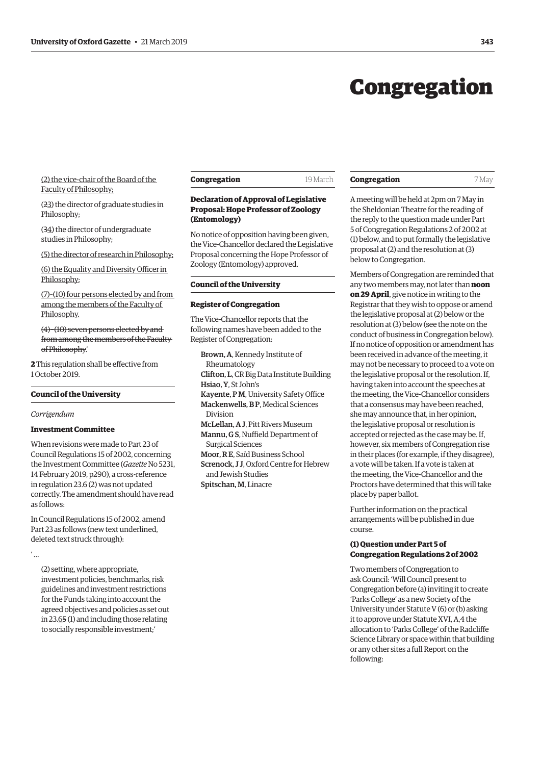# Congregation

(2) the vice-chair of the Board of the Faculty of Philosophy;

(~~2~~3) the director of graduate studies in Philosophy;

(~~3~~4) the director of undergraduate studies in Philosophy;

(5) the director of research in Philosophy;

(6) the Equality and Diversity Officer in Philosophy;

(7)–(10) four persons elected by and from among the members of the Faculty of Philosophy.

~~(4)–(10) seven persons elected by and from among the members of the Faculty of Philosophy.~~'

**2** This regulation shall be effective from 1 October 2019.

## Council of the University

*Corrigendum*

### Investment Committee

When revisions were made to Part 23 of Council Regulations 15 of 2002, concerning the Investment Committee (*Gazette* No 5231, 14 February 2019, p290), a cross-reference in regulation 23.6 (2) was not updated correctly. The amendment should have read as follows:

In Council Regulations 15 of 2002, amend Part 23 as follows (new text underlined, deleted text struck through):

' ...

(2) setting, where appropriate, investment policies, benchmarks, risk guidelines and investment restrictions for the Funds taking into account the agreed objectives and policies as set out in 23.6~~5~~ (1) and including those relating to socially responsible investment;'

## Congregation — 19 March

### Declaration of Approval of Legislative Proposal: Hope Professor of Zoology (Entomology)

No notice of opposition having been given, the Vice-Chancellor declared the Legislative Proposal concerning the Hope Professor of Zoology (Entomology) approved.

## Council of the University

### Register of Congregation

The Vice-Chancellor reports that the following names have been added to the Register of Congregation:

**Brown, A**, Kennedy Institute of Rheumatology
**Clifton, L**, CR Big Data Institute Building
**Hsiao, Y**, St John's
**Kayente, P M**, University Safety Office
**Mackenwells, B P**, Medical Sciences Division
**McLellan, A J**, Pitt Rivers Museum
**Mannu, G S**, Nuffield Department of Surgical Sciences
**Moor, R E**, Saïd Business School
**Screnock, J J**, Oxford Centre for Hebrew and Jewish Studies
**Spitschan, M**, Linacre

## Congregation — 7 May

A meeting will be held at 2pm on 7 May in the Sheldonian Theatre for the reading of the reply to the question made under Part 5 of Congregation Regulations 2 of 2002 at (1) below, and to put formally the legislative proposal at (2) and the resolution at (3) below to Congregation.

Members of Congregation are reminded that any two members may, not later than **noon on 29 April**, give notice in writing to the Registrar that they wish to oppose or amend the legislative proposal at (2) below or the resolution at (3) below (see the note on the conduct of business in Congregation below). If no notice of opposition or amendment has been received in advance of the meeting, it may not be necessary to proceed to a vote on the legislative proposal or the resolution. If, having taken into account the speeches at the meeting, the Vice-Chancellor considers that a consensus may have been reached, she may announce that, in her opinion, the legislative proposal or resolution is accepted or rejected as the case may be. If, however, six members of Congregation rise in their places (for example, if they disagree), a vote will be taken. If a vote is taken at the meeting, the Vice-Chancellor and the Proctors have determined that this will take place by paper ballot.

Further information on the practical arrangements will be published in due course.

### (1) Question under Part 5 of Congregation Regulations 2 of 2002

Two members of Congregation to ask Council: 'Will Council present to Congregation before (a) inviting it to create 'Parks College' as a new Society of the University under Statute V (6) or (b) asking it to approve under Statute XVI, A,4 the allocation to 'Parks College' of the Radcliffe Science Library or space within that building or any other sites a full Report on the following: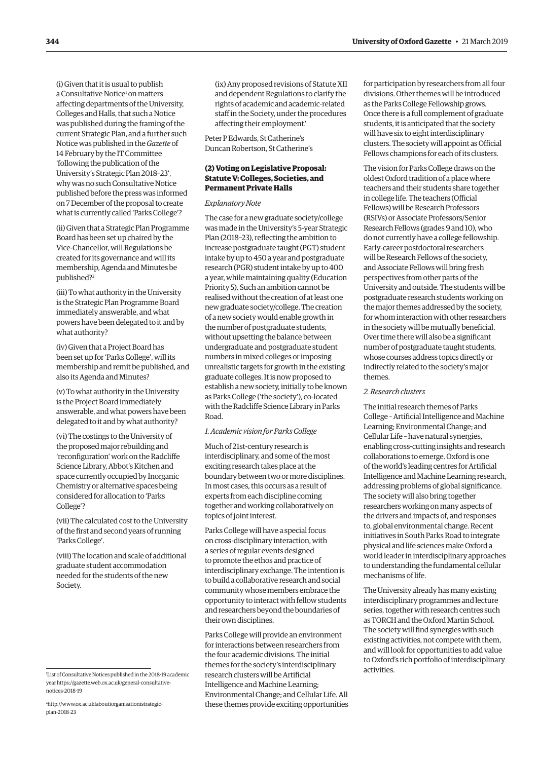(i) Given that it is usual to publish a Consultative Notice[1] on matters affecting departments of the University, Colleges and Halls, that such a Notice was published during the framing of the current Strategic Plan, and a further such Notice was published in the *Gazette* of 14 February by the IT Committee 'following the publication of the University's Strategic Plan 2018–23', why was no such Consultative Notice published before the press was informed on 7 December of the proposal to create what is currently called 'Parks College'?

(ii) Given that a Strategic Plan Programme Board has been set up chaired by the Vice-Chancellor, will Regulations be created for its governance and will its membership, Agenda and Minutes be published?[2]

(iii) To what authority in the University is the Strategic Plan Programme Board immediately answerable, and what powers have been delegated to it and by what authority?

(iv) Given that a Project Board has been set up for 'Parks College', will its membership and remit be published, and also its Agenda and Minutes?

(v) To what authority in the University is the Project Board immediately answerable, and what powers have been delegated to it and by what authority?

(vi) The costings to the University of the proposed major rebuilding and 'reconfiguration' work on the Radcliffe Science Library, Abbot's Kitchen and space currently occupied by Inorganic Chemistry or alternative spaces being considered for allocation to 'Parks College'?

(vii) The calculated cost to the University of the first and second years of running 'Parks College'.

(viii) The location and scale of additional graduate student accommodation needed for the students of the new Society.

(ix) Any proposed revisions of Statute XII and dependent Regulations to clarify the rights of academic and academic-related staff in the Society, under the procedures affecting their employment.'

Peter P Edwards, St Catherine's
Duncan Robertson, St Catherine's

### (2) Voting on Legislative Proposal: Statute V: Colleges, Societies, and Permanent Private Halls

*Explanatory Note*

The case for a new graduate society/college was made in the University's 5-year Strategic Plan (2018–23), reflecting the ambition to increase postgraduate taught (PGT) student intake by up to 450 a year and postgraduate research (PGR) student intake by up to 400 a year, while maintaining quality (Education Priority 5). Such an ambition cannot be realised without the creation of at least one new graduate society/college. The creation of a new society would enable growth in the number of postgraduate students, without upsetting the balance between undergraduate and postgraduate student numbers in mixed colleges or imposing unrealistic targets for growth in the existing graduate colleges. It is now proposed to establish a new society, initially to be known as Parks College ('the society'), co-located with the Radcliffe Science Library in Parks Road.

*1. Academic vision for Parks College*

Much of 21st-century research is interdisciplinary, and some of the most exciting research takes place at the boundary between two or more disciplines. In most cases, this occurs as a result of experts from each discipline coming together and working collaboratively on topics of joint interest.

Parks College will have a special focus on cross-disciplinary interaction, with a series of regular events designed to promote the ethos and practice of interdisciplinary exchange. The intention is to build a collaborative research and social community whose members embrace the opportunity to interact with fellow students and researchers beyond the boundaries of their own disciplines.

Parks College will provide an environment for interactions between researchers from the four academic divisions. The initial themes for the society's interdisciplinary research clusters will be Artificial Intelligence and Machine Learning; Environmental Change; and Cellular Life. All these themes provide exciting opportunities for participation by researchers from all four divisions. Other themes will be introduced as the Parks College Fellowship grows. Once there is a full complement of graduate students, it is anticipated that the society will have six to eight interdisciplinary clusters. The society will appoint as Official Fellows champions for each of its clusters.

The vision for Parks College draws on the oldest Oxford tradition of a place where teachers and their students share together in college life. The teachers (Official Fellows) will be Research Professors (RSIVs) or Associate Professors/Senior Research Fellows (grades 9 and 10), who do not currently have a college fellowship. Early-career postdoctoral researchers will be Research Fellows of the society, and Associate Fellows will bring fresh perspectives from other parts of the University and outside. The students will be postgraduate research students working on the major themes addressed by the society, for whom interaction with other researchers in the society will be mutually beneficial. Over time there will also be a significant number of postgraduate taught students, whose courses address topics directly or indirectly related to the society's major themes.

*2. Research clusters*

The initial research themes of Parks College – Artificial Intelligence and Machine Learning; Environmental Change; and Cellular Life – have natural synergies, enabling cross-cutting insights and research collaborations to emerge. Oxford is one of the world's leading centres for Artificial Intelligence and Machine Learning research, addressing problems of global significance. The society will also bring together researchers working on many aspects of the drivers and impacts of, and responses to, global environmental change. Recent initiatives in South Parks Road to integrate physical and life sciences make Oxford a world leader in interdisciplinary approaches to understanding the fundamental cellular mechanisms of life.

The University already has many existing interdisciplinary programmes and lecture series, together with research centres such as TORCH and the Oxford Martin School. The society will find synergies with such existing activities, not compete with them, and will look for opportunities to add value to Oxford's rich portfolio of interdisciplinary activities.

[1] List of Consultative Notices published in the 2018-19 academic year https://gazette.web.ox.ac.uk/general-consultative-notices-2018-19

[2] http://www.ox.ac.ukfaboutiorganisationistrategic-plan-2018-23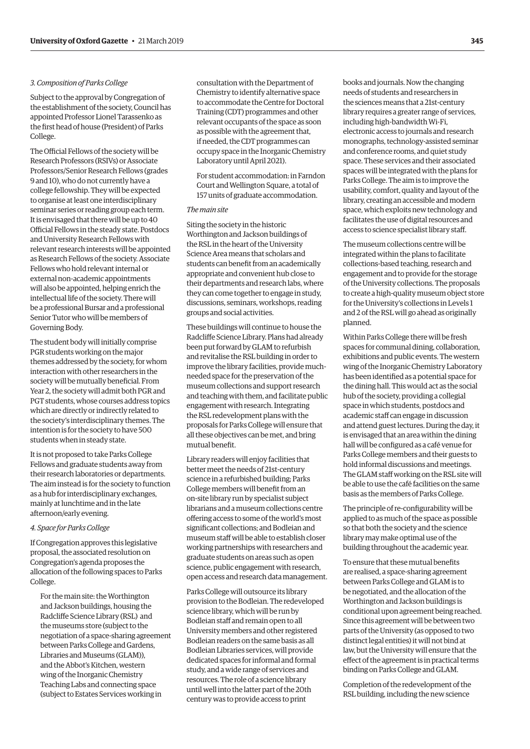*3. Composition of Parks College*

Subject to the approval by Congregation of the establishment of the society, Council has appointed Professor Lionel Tarassenko as the first head of house (President) of Parks College.

The Official Fellows of the society will be Research Professors (RSIVs) or Associate Professors/Senior Research Fellows (grades 9 and 10), who do not currently have a college fellowship. They will be expected to organise at least one interdisciplinary seminar series or reading group each term. It is envisaged that there will be up to 40 Official Fellows in the steady state. Postdocs and University Research Fellows with relevant research interests will be appointed as Research Fellows of the society. Associate Fellows who hold relevant internal or external non-academic appointments will also be appointed, helping enrich the intellectual life of the society. There will be a professional Bursar and a professional Senior Tutor who will be members of Governing Body.

The student body will initially comprise PGR students working on the major themes addressed by the society, for whom interaction with other researchers in the society will be mutually beneficial. From Year 2, the society will admit both PGR and PGT students, whose courses address topics which are directly or indirectly related to the society's interdisciplinary themes. The intention is for the society to have 500 students when in steady state.

It is not proposed to take Parks College Fellows and graduate students away from their research laboratories or departments. The aim instead is for the society to function as a hub for interdisciplinary exchanges, mainly at lunchtime and in the late afternoon/early evening.

*4. Space for Parks College*

If Congregation approves this legislative proposal, the associated resolution on Congregation's agenda proposes the allocation of the following spaces to Parks College.

For the main site: the Worthington and Jackson buildings, housing the Radcliffe Science Library (RSL) and the museums store (subject to the negotiation of a space-sharing agreement between Parks College and Gardens, Libraries and Museums (GLAM)), and the Abbot's Kitchen, western wing of the Inorganic Chemistry Teaching Labs and connecting space (subject to Estates Services working in consultation with the Department of Chemistry to identify alternative space to accommodate the Centre for Doctoral Training (CDT) programmes and other relevant occupants of the space as soon as possible with the agreement that, if needed, the CDT programmes can occupy space in the Inorganic Chemistry Laboratory until April 2021).

For student accommodation: in Farndon Court and Wellington Square, a total of 157 units of graduate accommodation.

*The main site*

Siting the society in the historic Worthington and Jackson buildings of the RSL in the heart of the University Science Area means that scholars and students can benefit from an academically appropriate and convenient hub close to their departments and research labs, where they can come together to engage in study, discussions, seminars, workshops, reading groups and social activities.

These buildings will continue to house the Radcliffe Science Library. Plans had already been put forward by GLAM to refurbish and revitalise the RSL building in order to improve the library facilities, provide much-needed space for the preservation of the museum collections and support research and teaching with them, and facilitate public engagement with research. Integrating the RSL redevelopment plans with the proposals for Parks College will ensure that all these objectives can be met, and bring mutual benefit.

Library readers will enjoy facilities that better meet the needs of 21st-century science in a refurbished building; Parks College members will benefit from an on-site library run by specialist subject librarians and a museum collections centre offering access to some of the world's most significant collections; and Bodleian and museum staff will be able to establish closer working partnerships with researchers and graduate students on areas such as open science, public engagement with research, open access and research data management.

Parks College will outsource its library provision to the Bodleian. The redeveloped science library, which will be run by Bodleian staff and remain open to all University members and other registered Bodleian readers on the same basis as all Bodleian Libraries services, will provide dedicated spaces for informal and formal study, and a wide range of services and resources. The role of a science library until well into the latter part of the 20th century was to provide access to print books and journals. Now the changing needs of students and researchers in the sciences means that a 21st-century library requires a greater range of services, including high-bandwidth Wi-Fi, electronic access to journals and research monographs, technology-assisted seminar and conference rooms, and quiet study space. These services and their associated spaces will be integrated with the plans for Parks College. The aim is to improve the usability, comfort, quality and layout of the library, creating an accessible and modern space, which exploits new technology and facilitates the use of digital resources and access to science specialist library staff.

The museum collections centre will be integrated within the plans to facilitate collections-based teaching, research and engagement and to provide for the storage of the University collections. The proposals to create a high-quality museum object store for the University's collections in Levels 1 and 2 of the RSL will go ahead as originally planned.

Within Parks College there will be fresh spaces for communal dining, collaboration, exhibitions and public events. The western wing of the Inorganic Chemistry Laboratory has been identified as a potential space for the dining hall. This would act as the social hub of the society, providing a collegial space in which students, postdocs and academic staff can engage in discussion and attend guest lectures. During the day, it is envisaged that an area within the dining hall will be configured as a café venue for Parks College members and their guests to hold informal discussions and meetings. The GLAM staff working on the RSL site will be able to use the café facilities on the same basis as the members of Parks College.

The principle of re-configurability will be applied to as much of the space as possible so that both the society and the science library may make optimal use of the building throughout the academic year.

To ensure that these mutual benefits are realised, a space-sharing agreement between Parks College and GLAM is to be negotiated, and the allocation of the Worthington and Jackson buildings is conditional upon agreement being reached. Since this agreement will be between two parts of the University (as opposed to two distinct legal entities) it will not bind at law, but the University will ensure that the effect of the agreement is in practical terms binding on Parks College and GLAM.

Completion of the redevelopment of the RSL building, including the new science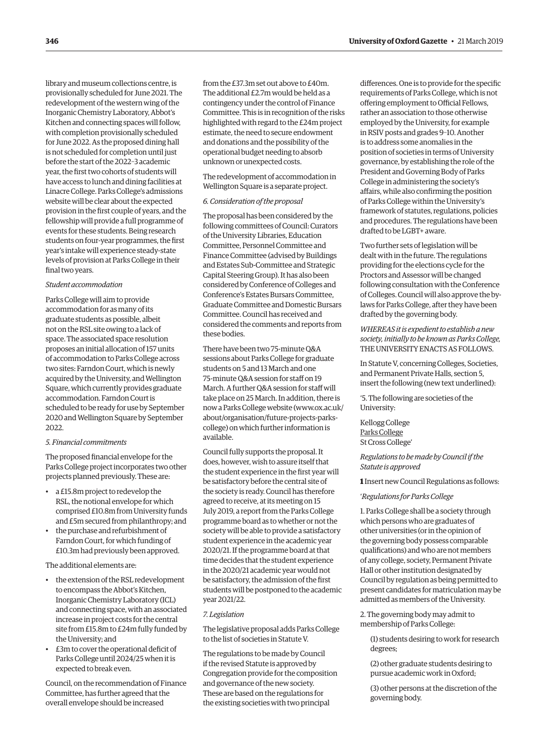library and museum collections centre, is provisionally scheduled for June 2021. The redevelopment of the western wing of the Inorganic Chemistry Laboratory, Abbot's Kitchen and connecting spaces will follow, with completion provisionally scheduled for June 2022. As the proposed dining hall is not scheduled for completion until just before the start of the 2022–3 academic year, the first two cohorts of students will have access to lunch and dining facilities at Linacre College. Parks College's admissions website will be clear about the expected provision in the first couple of years, and the fellowship will provide a full programme of events for these students. Being research students on four-year programmes, the first year's intake will experience steady-state levels of provision at Parks College in their final two years.

*Student accommodation*

Parks College will aim to provide accommodation for as many of its graduate students as possible, albeit not on the RSL site owing to a lack of space. The associated space resolution proposes an initial allocation of 157 units of accommodation to Parks College across two sites: Farndon Court, which is newly acquired by the University, and Wellington Square, which currently provides graduate accommodation. Farndon Court is scheduled to be ready for use by September 2020 and Wellington Square by September 2022.

*5. Financial commitments*

The proposed financial envelope for the Parks College project incorporates two other projects planned previously. These are:

- a £15.8m project to redevelop the RSL, the notional envelope for which comprised £10.8m from University funds and £5m secured from philanthropy; and
- the purchase and refurbishment of Farndon Court, for which funding of £10.3m had previously been approved.

The additional elements are:

- the extension of the RSL redevelopment to encompass the Abbot's Kitchen, Inorganic Chemistry Laboratory (ICL) and connecting space, with an associated increase in project costs for the central site from £15.8m to £24m fully funded by the University; and
- £3m to cover the operational deficit of Parks College until 2024/25 when it is expected to break even.

Council, on the recommendation of Finance Committee, has further agreed that the overall envelope should be increased from the £37.3m set out above to £40m. The additional £2.7m would be held as a contingency under the control of Finance Committee. This is in recognition of the risks highlighted with regard to the £24m project estimate, the need to secure endowment and donations and the possibility of the operational budget needing to absorb unknown or unexpected costs.

The redevelopment of accommodation in Wellington Square is a separate project.

*6. Consideration of the proposal*

The proposal has been considered by the following committees of Council: Curators of the University Libraries, Education Committee, Personnel Committee and Finance Committee (advised by Buildings and Estates Sub-Committee and Strategic Capital Steering Group). It has also been considered by Conference of Colleges and Conference's Estates Bursars Committee, Graduate Committee and Domestic Bursars Committee. Council has received and considered the comments and reports from these bodies.

There have been two 75-minute Q&A sessions about Parks College for graduate students on 5 and 13 March and one 75-minute Q&A session for staff on 19 March. A further Q&A session for staff will take place on 25 March. In addition, there is now a Parks College website (www.ox.ac.uk/about/organisation/future-projects-parks-college) on which further information is available.

Council fully supports the proposal. It does, however, wish to assure itself that the student experience in the first year will be satisfactory before the central site of the society is ready. Council has therefore agreed to receive, at its meeting on 15 July 2019, a report from the Parks College programme board as to whether or not the society will be able to provide a satisfactory student experience in the academic year 2020/21. If the programme board at that time decides that the student experience in the 2020/21 academic year would not be satisfactory, the admission of the first students will be postponed to the academic year 2021/22.

*7. Legislation*

The legislative proposal adds Parks College to the list of societies in Statute V.

The regulations to be made by Council if the revised Statute is approved by Congregation provide for the composition and governance of the new society. These are based on the regulations for the existing societies with two principal differences. One is to provide for the specific requirements of Parks College, which is not offering employment to Official Fellows, rather an association to those otherwise employed by the University, for example in RSIV posts and grades 9–10. Another is to address some anomalies in the position of societies in terms of University governance, by establishing the role of the President and Governing Body of Parks College in administering the society's affairs, while also confirming the position of Parks College within the University's framework of statutes, regulations, policies and procedures. The regulations have been drafted to be LGBT+ aware.

Two further sets of legislation will be dealt with in the future. The regulations providing for the elections cycle for the Proctors and Assessor will be changed following consultation with the Conference of Colleges. Council will also approve the by-laws for Parks College, after they have been drafted by the governing body.

*WHEREAS it is expedient to establish a new society, initially to be known as Parks College,* THE UNIVERSITY ENACTS AS FOLLOWS.

In Statute V, concerning Colleges, Societies, and Permanent Private Halls, section 5, insert the following (new text underlined):

'5. The following are societies of the University:

Kellogg College
<u>Parks College</u>
St Cross College'

*Regulations to be made by Council if the Statute is approved*

**1** Insert new Council Regulations as follows:

'*Regulations for Parks College*

1. Parks College shall be a society through which persons who are graduates of other universities (or in the opinion of the governing body possess comparable qualifications) and who are not members of any college, society, Permanent Private Hall or other institution designated by Council by regulation as being permitted to present candidates for matriculation may be admitted as members of the University.

2. The governing body may admit to membership of Parks College:

(1) students desiring to work for research degrees;

(2) other graduate students desiring to pursue academic work in Oxford;

(3) other persons at the discretion of the governing body.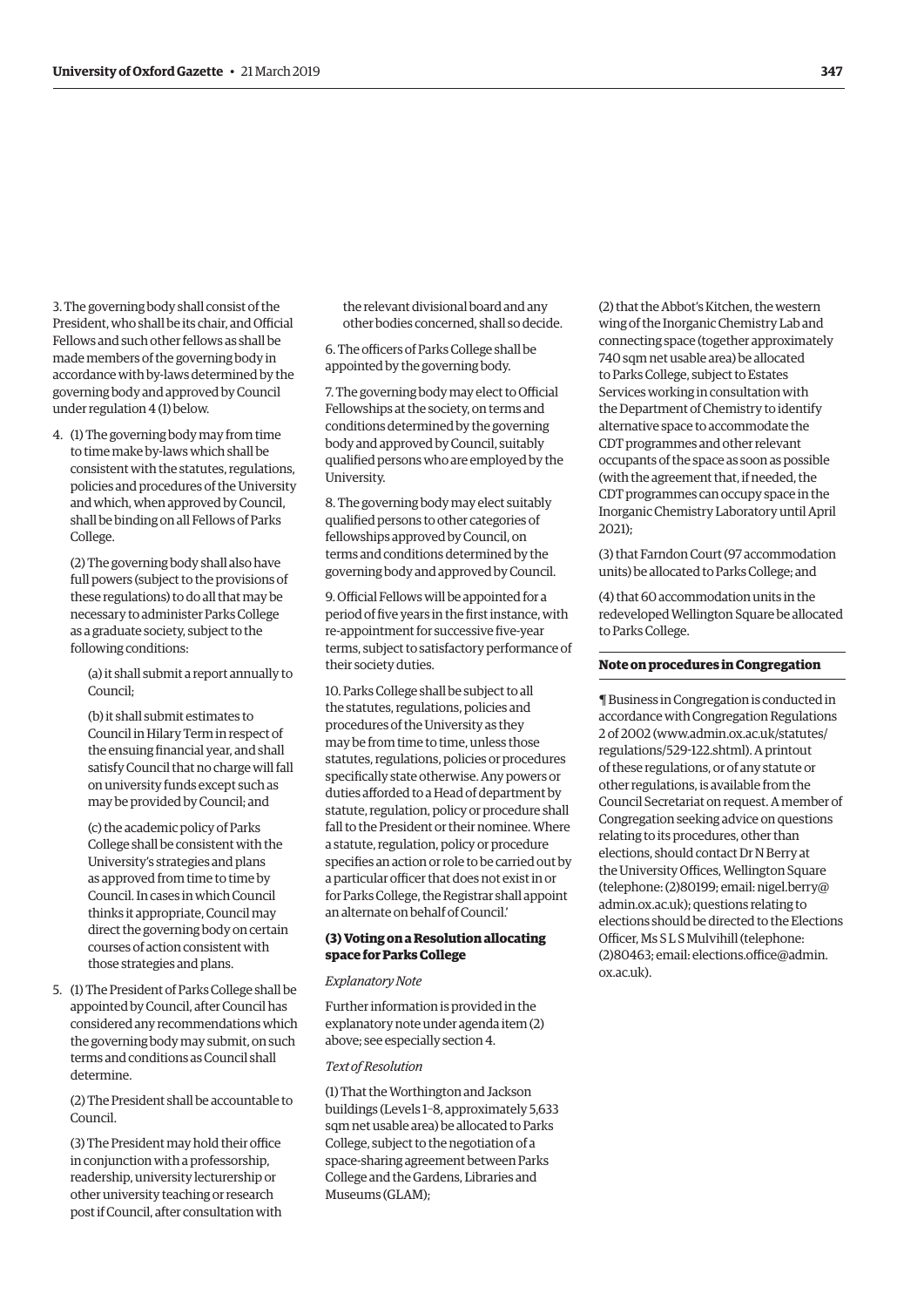3. The governing body shall consist of the President, who shall be its chair, and Official Fellows and such other fellows as shall be made members of the governing body in accordance with by-laws determined by the governing body and approved by Council under regulation 4 (1) below.

4. (1) The governing body may from time to time make by-laws which shall be consistent with the statutes, regulations, policies and procedures of the University and which, when approved by Council, shall be binding on all Fellows of Parks College.

   (2) The governing body shall also have full powers (subject to the provisions of these regulations) to do all that may be necessary to administer Parks College as a graduate society, subject to the following conditions:

   (a) it shall submit a report annually to Council;

   (b) it shall submit estimates to Council in Hilary Term in respect of the ensuing financial year, and shall satisfy Council that no charge will fall on university funds except such as may be provided by Council; and

   (c) the academic policy of Parks College shall be consistent with the University's strategies and plans as approved from time to time by Council. In cases in which Council thinks it appropriate, Council may direct the governing body on certain courses of action consistent with those strategies and plans.

5. (1) The President of Parks College shall be appointed by Council, after Council has considered any recommendations which the governing body may submit, on such terms and conditions as Council shall determine.

   (2) The President shall be accountable to Council.

   (3) The President may hold their office in conjunction with a professorship, readership, university lecturership or other university teaching or research post if Council, after consultation with the relevant divisional board and any other bodies concerned, shall so decide.

6. The officers of Parks College shall be appointed by the governing body.

7. The governing body may elect to Official Fellowships at the society, on terms and conditions determined by the governing body and approved by Council, suitably qualified persons who are employed by the University.

8. The governing body may elect suitably qualified persons to other categories of fellowships approved by Council, on terms and conditions determined by the governing body and approved by Council.

9. Official Fellows will be appointed for a period of five years in the first instance, with re-appointment for successive five-year terms, subject to satisfactory performance of their society duties.

10. Parks College shall be subject to all the statutes, regulations, policies and procedures of the University as they may be from time to time, unless those statutes, regulations, policies or procedures specifically state otherwise. Any powers or duties afforded to a Head of department by statute, regulation, policy or procedure shall fall to the President or their nominee. Where a statute, regulation, policy or procedure specifies an action or role to be carried out by a particular officer that does not exist in or for Parks College, the Registrar shall appoint an alternate on behalf of Council.'

### (3) Voting on a Resolution allocating space for Parks College

*Explanatory Note*

Further information is provided in the explanatory note under agenda item (2) above; see especially section 4.

*Text of Resolution*

(1) That the Worthington and Jackson buildings (Levels 1–8, approximately 5,633 sqm net usable area) be allocated to Parks College, subject to the negotiation of a space-sharing agreement between Parks College and the Gardens, Libraries and Museums (GLAM);

(2) that the Abbot's Kitchen, the western wing of the Inorganic Chemistry Lab and connecting space (together approximately 740 sqm net usable area) be allocated to Parks College, subject to Estates Services working in consultation with the Department of Chemistry to identify alternative space to accommodate the CDT programmes and other relevant occupants of the space as soon as possible (with the agreement that, if needed, the CDT programmes can occupy space in the Inorganic Chemistry Laboratory until April 2021);

(3) that Farndon Court (97 accommodation units) be allocated to Parks College; and

(4) that 60 accommodation units in the redeveloped Wellington Square be allocated to Parks College.

### Note on procedures in Congregation

¶ Business in Congregation is conducted in accordance with Congregation Regulations 2 of 2002 (www.admin.ox.ac.uk/statutes/regulations/529-122.shtml). A printout of these regulations, or of any statute or other regulations, is available from the Council Secretariat on request. A member of Congregation seeking advice on questions relating to its procedures, other than elections, should contact Dr N Berry at the University Offices, Wellington Square (telephone: (2)80199; email: nigel.berry@admin.ox.ac.uk); questions relating to elections should be directed to the Elections Officer, Ms S L S Mulvihill (telephone: (2)80463; email: elections.office@admin.ox.ac.uk).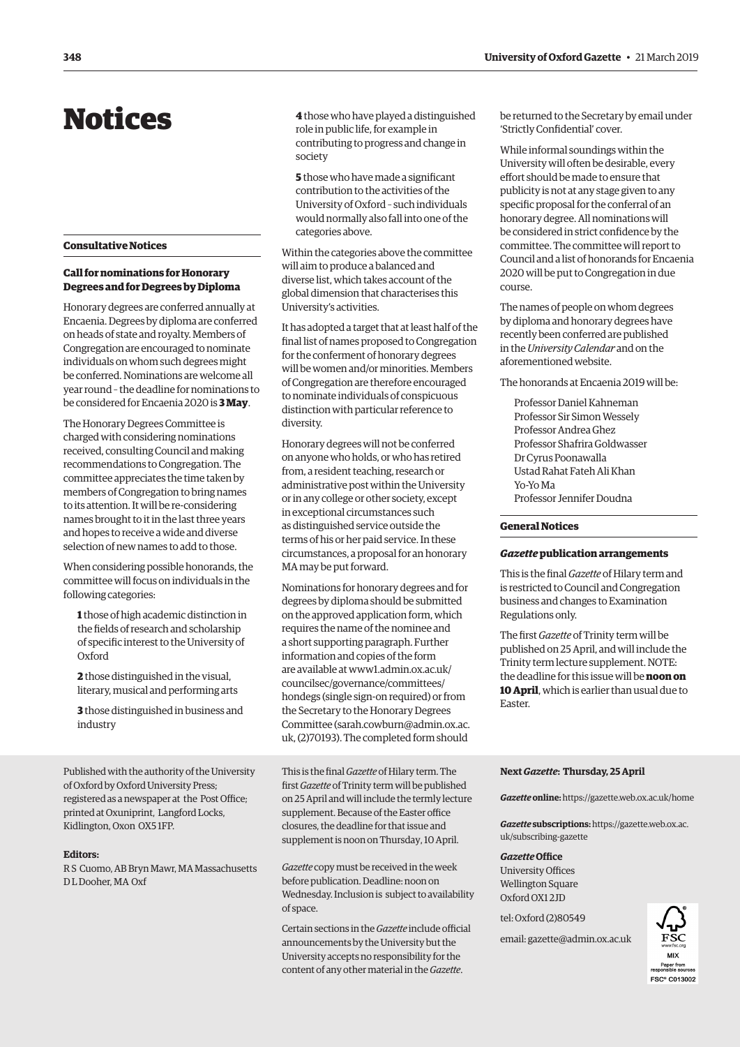# Notices

## Consultative Notices

### Call for nominations for Honorary Degrees and for Degrees by Diploma

Honorary degrees are conferred annually at Encaenia. Degrees by diploma are conferred on heads of state and royalty. Members of Congregation are encouraged to nominate individuals on whom such degrees might be conferred. Nominations are welcome all year round – the deadline for nominations to be considered for Encaenia 2020 is **3 May**.

The Honorary Degrees Committee is charged with considering nominations received, consulting Council and making recommendations to Congregation. The committee appreciates the time taken by members of Congregation to bring names to its attention. It will be re-considering names brought to it in the last three years and hopes to receive a wide and diverse selection of new names to add to those.

When considering possible honorands, the committee will focus on individuals in the following categories:

**1** those of high academic distinction in the fields of research and scholarship of specific interest to the University of Oxford

**2** those distinguished in the visual, literary, musical and performing arts

**3** those distinguished in business and industry

**4** those who have played a distinguished role in public life, for example in contributing to progress and change in society

**5** those who have made a significant contribution to the activities of the University of Oxford – such individuals would normally also fall into one of the categories above.

Within the categories above the committee will aim to produce a balanced and diverse list, which takes account of the global dimension that characterises this University's activities.

It has adopted a target that at least half of the final list of names proposed to Congregation for the conferment of honorary degrees will be women and/or minorities. Members of Congregation are therefore encouraged to nominate individuals of conspicuous distinction with particular reference to diversity.

Honorary degrees will not be conferred on anyone who holds, or who has retired from, a resident teaching, research or administrative post within the University or in any college or other society, except in exceptional circumstances such as distinguished service outside the terms of his or her paid service. In these circumstances, a proposal for an honorary MA may be put forward.

Nominations for honorary degrees and for degrees by diploma should be submitted on the approved application form, which requires the name of the nominee and a short supporting paragraph. Further information and copies of the form are available at www1.admin.ox.ac.uk/councilsec/governance/committees/hondegs (single sign-on required) or from the Secretary to the Honorary Degrees Committee (sarah.cowburn@admin.ox.ac.uk, (2)70193). The completed form should be returned to the Secretary by email under 'Strictly Confidential' cover.

While informal soundings within the University will often be desirable, every effort should be made to ensure that publicity is not at any stage given to any specific proposal for the conferral of an honorary degree. All nominations will be considered in strict confidence by the committee. The committee will report to Council and a list of honorands for Encaenia 2020 will be put to Congregation in due course.

The names of people on whom degrees by diploma and honorary degrees have recently been conferred are published in the *University Calendar* and on the aforementioned website.

The honorands at Encaenia 2019 will be:

Professor Daniel Kahneman
Professor Sir Simon Wessely
Professor Andrea Ghez
Professor Shafrira Goldwasser
Dr Cyrus Poonawalla
Ustad Rahat Fateh Ali Khan
Yo-Yo Ma
Professor Jennifer Doudna

## General Notices

### *Gazette* publication arrangements

This is the final *Gazette* of Hilary term and is restricted to Council and Congregation business and changes to Examination Regulations only.

The first *Gazette* of Trinity term will be published on 25 April, and will include the Trinity term lecture supplement. NOTE: the deadline for this issue will be **noon on 10 April**, which is earlier than usual due to Easter.

---

Published with the authority of the University of Oxford by Oxford University Press; registered as a newspaper at the Post Office; printed at Oxuniprint, Langford Locks, Kidlington, Oxon OX5 1FP.

**Editors:**
R S Cuomo, AB Bryn Mawr, MA Massachusetts
D L Dooher, MA Oxf

This is the final *Gazette* of Hilary term. The first *Gazette* of Trinity term will be published on 25 April and will include the termly lecture supplement. Because of the Easter office closures, the deadline for that issue and supplement is noon on Thursday, 10 April.

*Gazette* copy must be received in the week before publication. Deadline: noon on Wednesday. Inclusion is subject to availability of space.

Certain sections in the *Gazette* include official announcements by the University but the University accepts no responsibility for the content of any other material in the *Gazette*.

**Next *Gazette*: Thursday, 25 April**

***Gazette* online:** https://gazette.web.ox.ac.uk/home

***Gazette* subscriptions:** https://gazette.web.ox.ac.uk/subscribing-gazette

***Gazette* Office**
University Offices
Wellington Square
Oxford OX1 2JD

tel: Oxford (2)80549

email: gazette@admin.ox.ac.uk

FSC www.fsc.org MIX Paper from responsible sources FSC® C013002